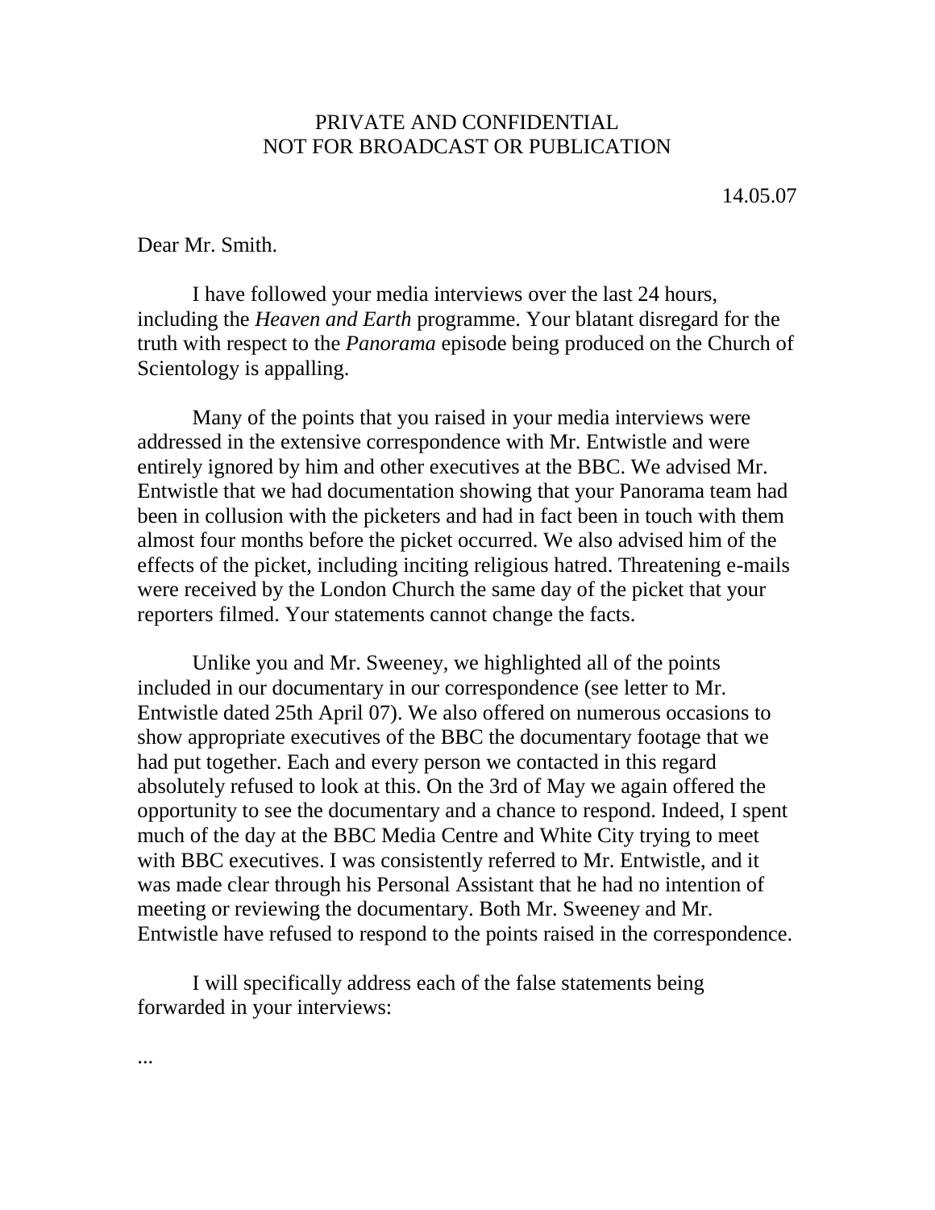PRIVATE AND CONFIDENTIAL
NOT FOR BROADCAST OR PUBLICATION

14.05.07

Dear Mr. Smith.

I have followed your media interviews over the last 24 hours, including the *Heaven and Earth* programme. Your blatant disregard for the truth with respect to the *Panorama* episode being produced on the Church of Scientology is appalling.

Many of the points that you raised in your media interviews were addressed in the extensive correspondence with Mr. Entwistle and were entirely ignored by him and other executives at the BBC. We advised Mr. Entwistle that we had documentation showing that your Panorama team had been in collusion with the picketers and had in fact been in touch with them almost four months before the picket occurred. We also advised him of the effects of the picket, including inciting religious hatred. Threatening e-mails were received by the London Church the same day of the picket that your reporters filmed. Your statements cannot change the facts.

Unlike you and Mr. Sweeney, we highlighted all of the points included in our documentary in our correspondence (see letter to Mr. Entwistle dated 25th April 07). We also offered on numerous occasions to show appropriate executives of the BBC the documentary footage that we had put together. Each and every person we contacted in this regard absolutely refused to look at this. On the 3rd of May we again offered the opportunity to see the documentary and a chance to respond. Indeed, I spent much of the day at the BBC Media Centre and White City trying to meet with BBC executives. I was consistently referred to Mr. Entwistle, and it was made clear through his Personal Assistant that he had no intention of meeting or reviewing the documentary. Both Mr. Sweeney and Mr. Entwistle have refused to respond to the points raised in the correspondence.

I will specifically address each of the false statements being forwarded in your interviews:

...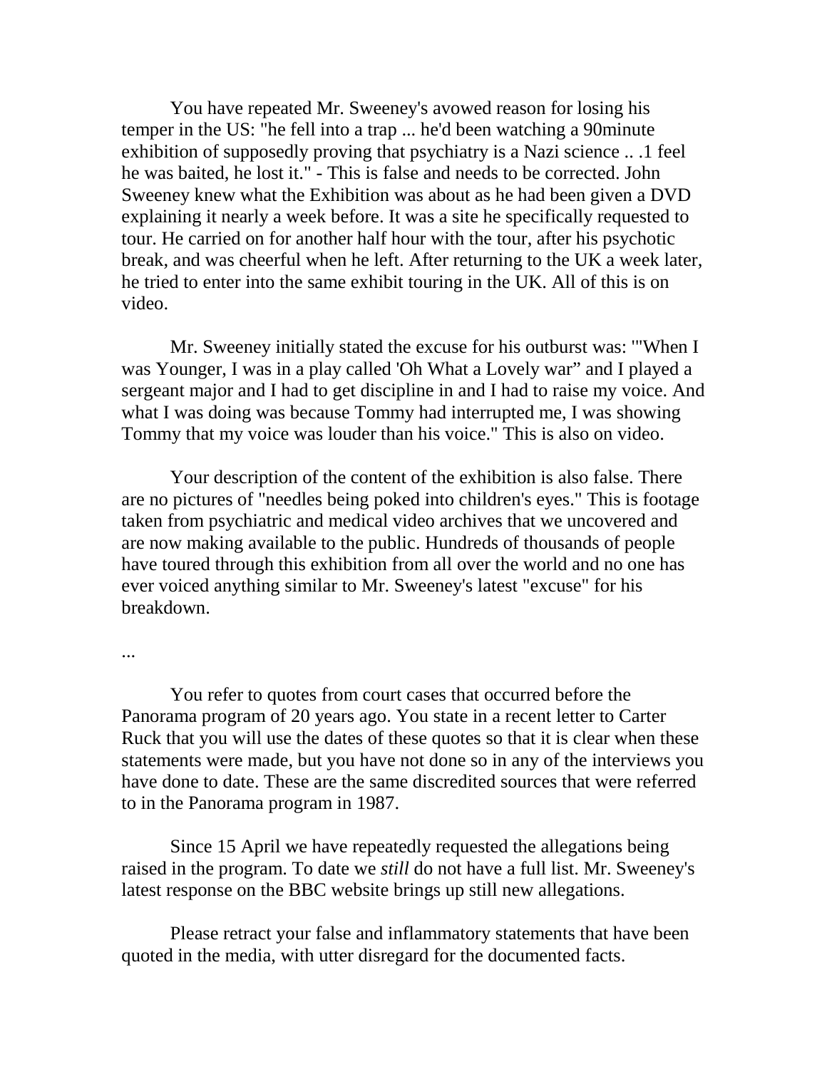You have repeated Mr. Sweeney's avowed reason for losing his temper in the US: "he fell into a trap ... he'd been watching a 90minute exhibition of supposedly proving that psychiatry is a Nazi science .. .1 feel he was baited, he lost it." - This is false and needs to be corrected. John Sweeney knew what the Exhibition was about as he had been given a DVD explaining it nearly a week before. It was a site he specifically requested to tour. He carried on for another half hour with the tour, after his psychotic break, and was cheerful when he left. After returning to the UK a week later, he tried to enter into the same exhibit touring in the UK. All of this is on video.

Mr. Sweeney initially stated the excuse for his outburst was: '"When I was Younger, I was in a play called 'Oh What a Lovely war" and I played a sergeant major and I had to get discipline in and I had to raise my voice. And what I was doing was because Tommy had interrupted me, I was showing Tommy that my voice was louder than his voice." This is also on video.

Your description of the content of the exhibition is also false. There are no pictures of "needles being poked into children's eyes." This is footage taken from psychiatric and medical video archives that we uncovered and are now making available to the public. Hundreds of thousands of people have toured through this exhibition from all over the world and no one has ever voiced anything similar to Mr. Sweeney's latest "excuse" for his breakdown.

...

You refer to quotes from court cases that occurred before the Panorama program of 20 years ago. You state in a recent letter to Carter Ruck that you will use the dates of these quotes so that it is clear when these statements were made, but you have not done so in any of the interviews you have done to date. These are the same discredited sources that were referred to in the Panorama program in 1987.

Since 15 April we have repeatedly requested the allegations being raised in the program. To date we *still* do not have a full list. Mr. Sweeney's latest response on the BBC website brings up still new allegations.

Please retract your false and inflammatory statements that have been quoted in the media, with utter disregard for the documented facts.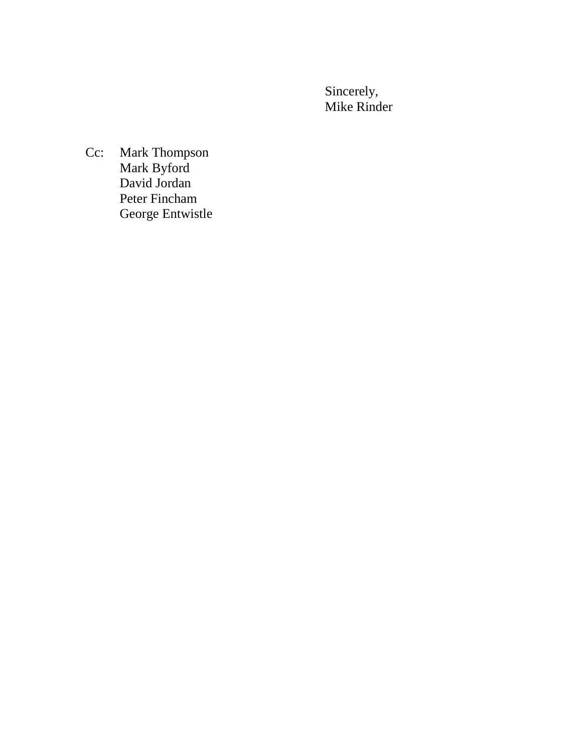Sincerely,
Mike Rinder

Cc: Mark Thompson
Mark Byford
David Jordan
Peter Fincham
George Entwistle